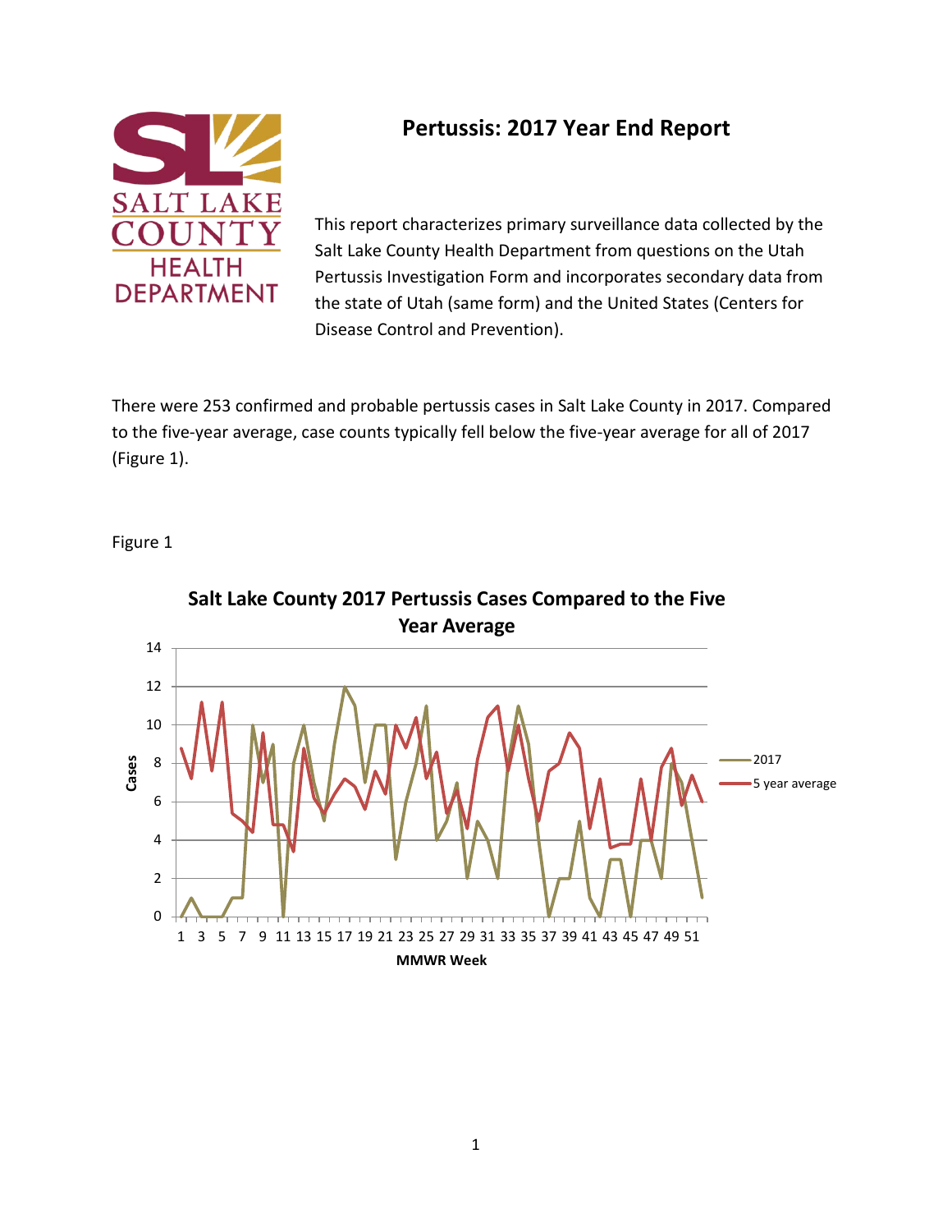# Pertussis: 2017 Year End Report

This report characterizes primary surveillance data collected by the Salt Lake County Health Department from questions on the Utah Pertussis Investigation Form and incorporates secondary data from the state of Utah (same form) and the United States (Centers for Disease Control and Prevention).

There were 253 confirmed and probable pertussis cases in Salt Lake County in 2017. Compared to the five-year average, case counts typically fell below the five-year average for all of 2017 (Figure 1).

Figure 1

**Salt Lake County 2017 Pertussis Cases Compared to the Five Year Average**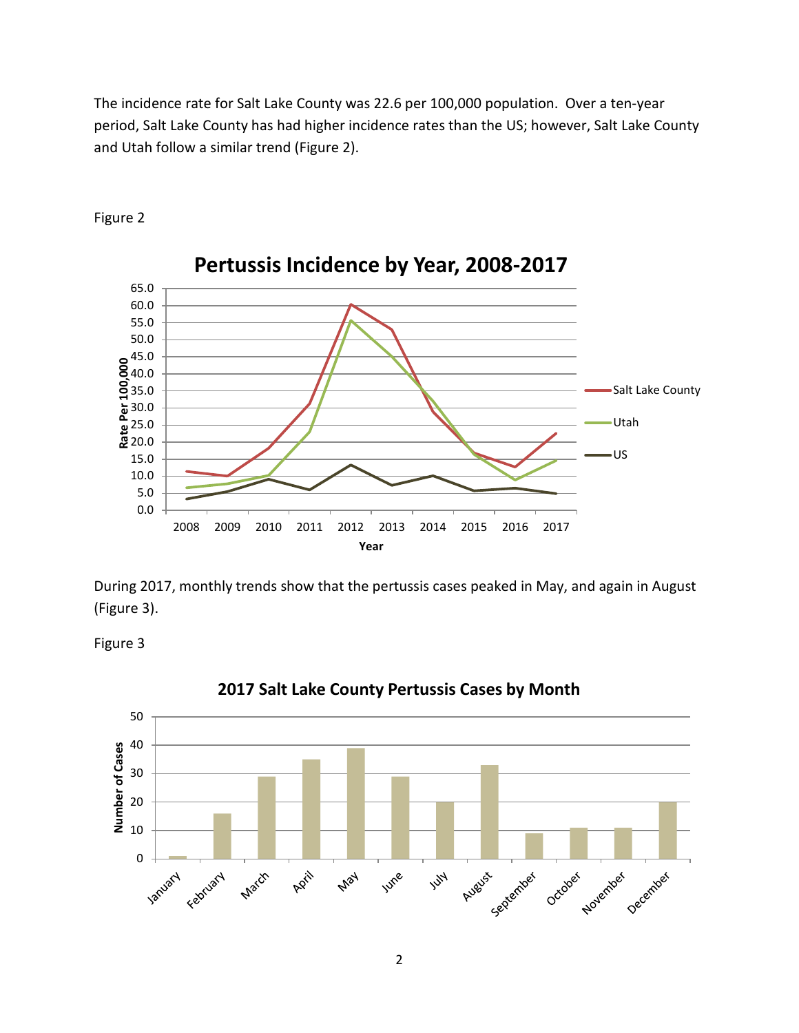The incidence rate for Salt Lake County was 22.6 per 100,000 population. Over a ten-year period, Salt Lake County has had higher incidence rates than the US; however, Salt Lake County and Utah follow a similar trend (Figure 2).

Figure 2

**Pertussis Incidence by Year, 2008-2017**

During 2017, monthly trends show that the pertussis cases peaked in May, and again in August (Figure 3).

Figure 3

**2017 Salt Lake County Pertussis Cases by Month**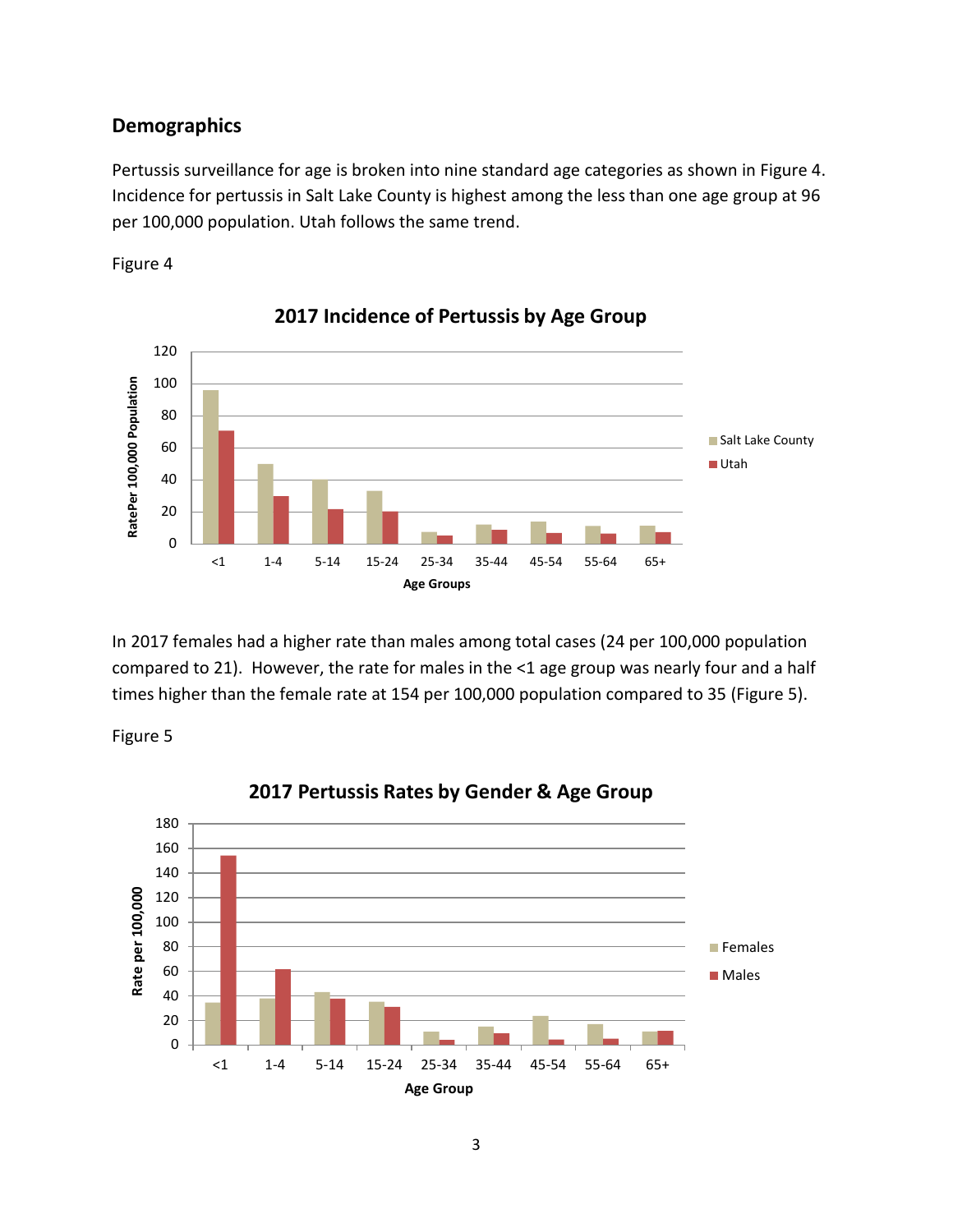## Demographics

Pertussis surveillance for age is broken into nine standard age categories as shown in Figure 4. Incidence for pertussis in Salt Lake County is highest among the less than one age group at 96 per 100,000 population. Utah follows the same trend.

Figure 4

In 2017 females had a higher rate than males among total cases (24 per 100,000 population compared to 21). However, the rate for males in the <1 age group was nearly four and a half times higher than the female rate at 154 per 100,000 population compared to 35 (Figure 5).

Figure 5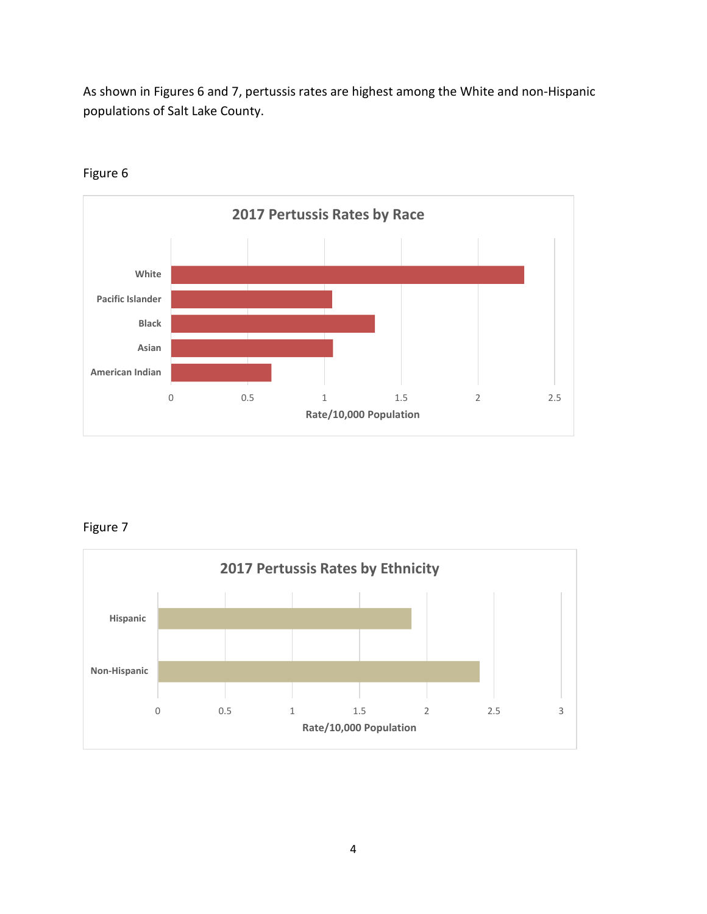As shown in Figures 6 and 7, pertussis rates are highest among the White and non-Hispanic populations of Salt Lake County.

Figure 6

**2017 Pertussis Rates by Race**

White, Pacific Islander, Black, Asian, American Indian

0, 0.5, 1, 1.5, 2, 2.5

Rate/10,000 Population

Figure 7

**2017 Pertussis Rates by Ethnicity**

Hispanic, Non-Hispanic

0, 0.5, 1, 1.5, 2, 2.5, 3

Rate/10,000 Population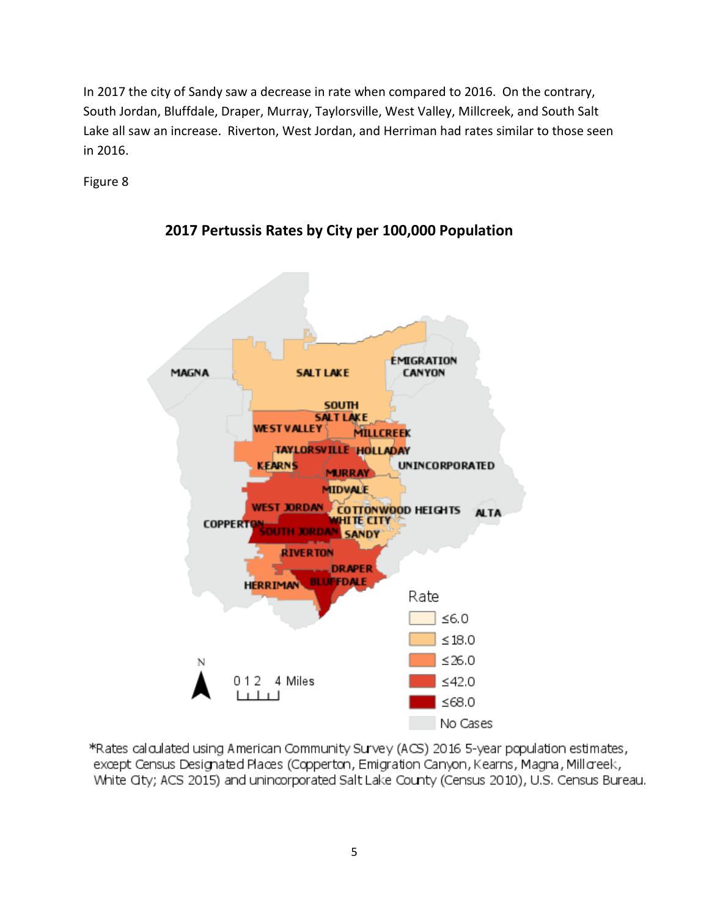In 2017 the city of Sandy saw a decrease in rate when compared to 2016. On the contrary, South Jordan, Bluffdale, Draper, Murray, Taylorsville, West Valley, Millcreek, and South Salt Lake all saw an increase. Riverton, West Jordan, and Herriman had rates similar to those seen in 2016.

Figure 8

**2017 Pertussis Rates by City per 100,000 Population**

*Rates calculated using American Community Survey (ACS) 2016 5-year population estimates, except Census Designated Places (Copperton, Emigration Canyon, Kearns, Magna, Millcreek, White City; ACS 2015) and unincorporated Salt Lake County (Census 2010), U.S. Census Bureau.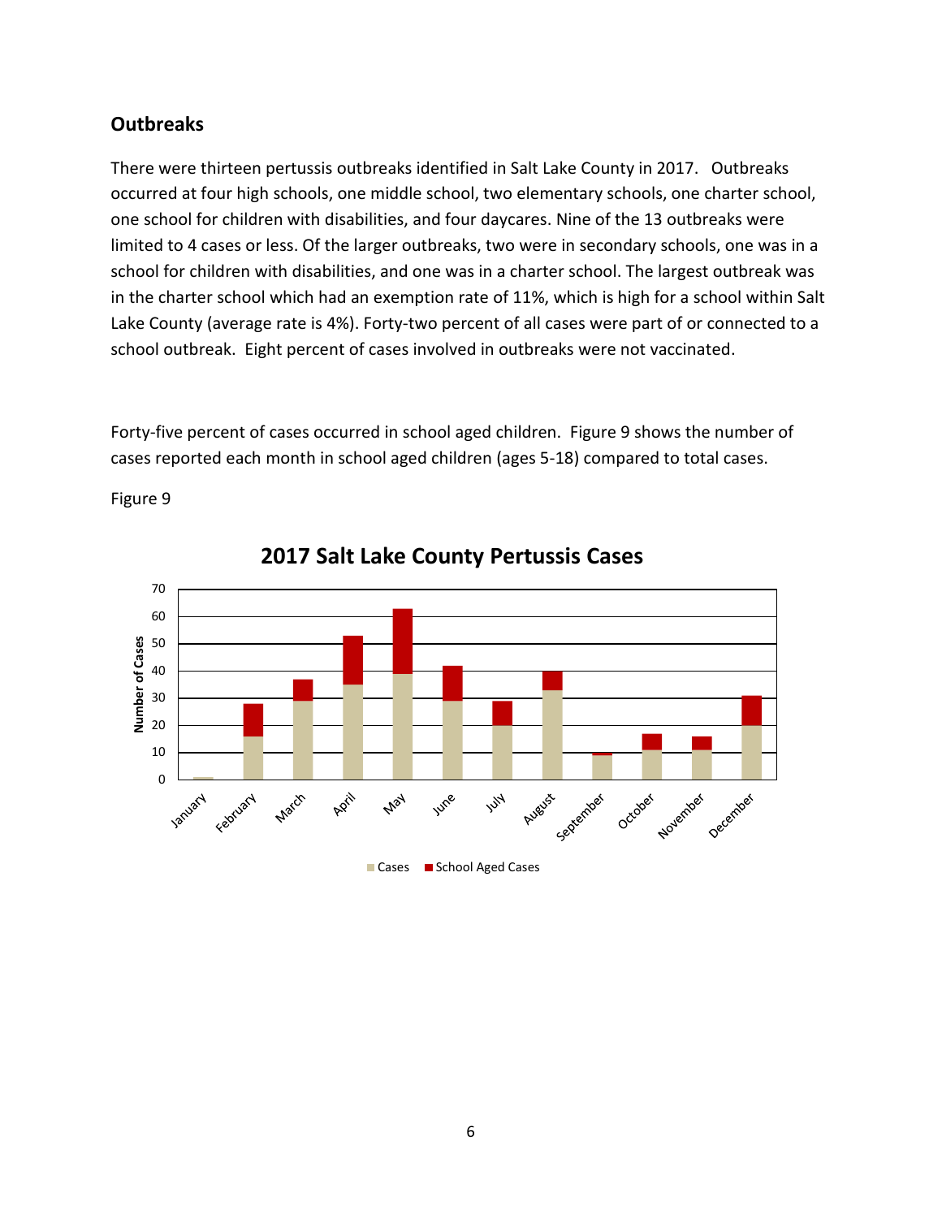## Outbreaks

There were thirteen pertussis outbreaks identified in Salt Lake County in 2017. Outbreaks occurred at four high schools, one middle school, two elementary schools, one charter school, one school for children with disabilities, and four daycares. Nine of the 13 outbreaks were limited to 4 cases or less. Of the larger outbreaks, two were in secondary schools, one was in a school for children with disabilities, and one was in a charter school. The largest outbreak was in the charter school which had an exemption rate of 11%, which is high for a school within Salt Lake County (average rate is 4%). Forty-two percent of all cases were part of or connected to a school outbreak. Eight percent of cases involved in outbreaks were not vaccinated.

Forty-five percent of cases occurred in school aged children. Figure 9 shows the number of cases reported each month in school aged children (ages 5-18) compared to total cases.

Figure 9

**2017 Salt Lake County Pertussis Cases**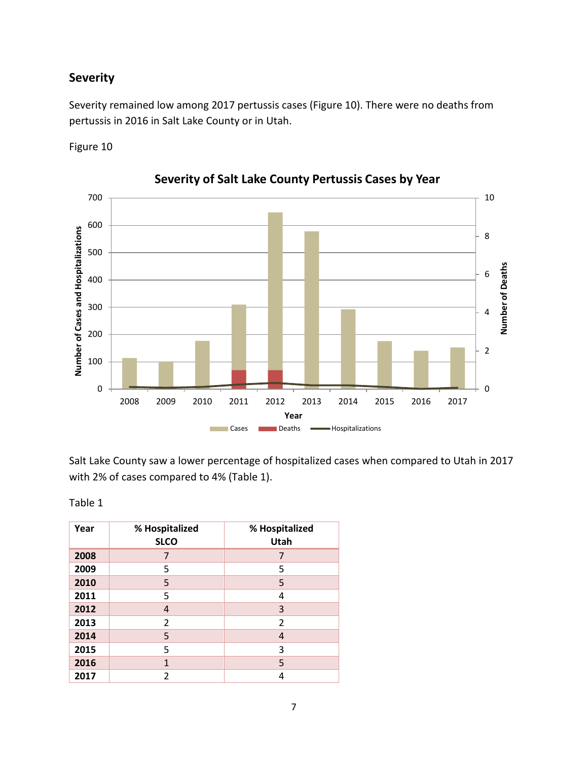## Severity

Severity remained low among 2017 pertussis cases (Figure 10). There were no deaths from pertussis in 2016 in Salt Lake County or in Utah.

Figure 10

Salt Lake County saw a lower percentage of hospitalized cases when compared to Utah in 2017 with 2% of cases compared to 4% (Table 1).

Table 1

| Year | % Hospitalized SLCO | % Hospitalized Utah |
|---|---|---|
| **2008** | 7 | 7 |
| **2009** | 5 | 5 |
| **2010** | 5 | 5 |
| **2011** | 5 | 4 |
| **2012** | 4 | 3 |
| **2013** | 2 | 2 |
| **2014** | 5 | 4 |
| **2015** | 5 | 3 |
| **2016** | 1 | 5 |
| **2017** | 2 | 4 |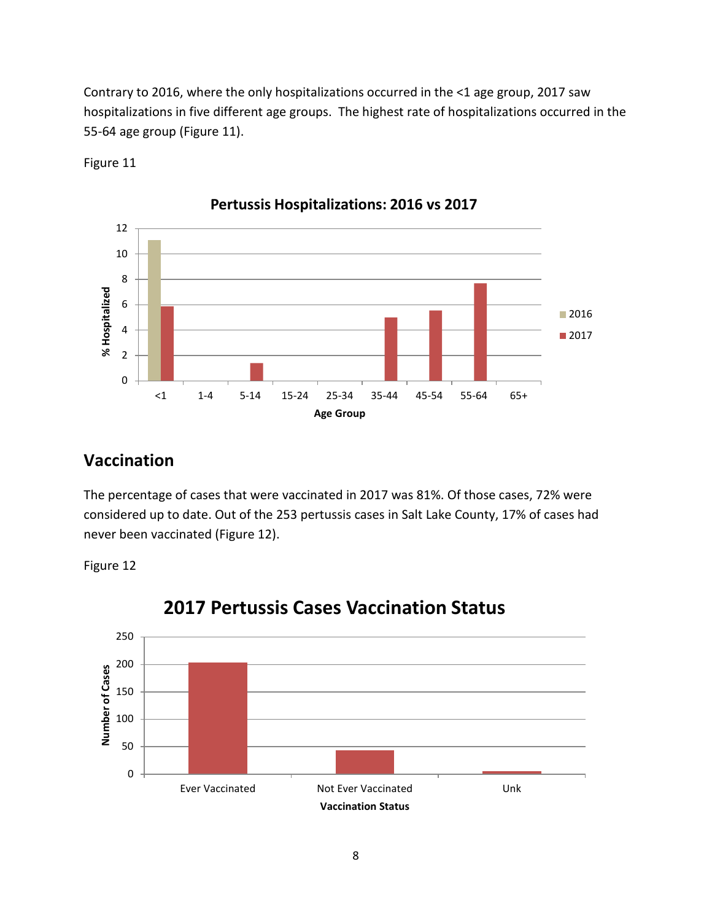Contrary to 2016, where the only hospitalizations occurred in the <1 age group, 2017 saw hospitalizations in five different age groups. The highest rate of hospitalizations occurred in the 55-64 age group (Figure 11).

Figure 11

## Vaccination

The percentage of cases that were vaccinated in 2017 was 81%. Of those cases, 72% were considered up to date. Out of the 253 pertussis cases in Salt Lake County, 17% of cases had never been vaccinated (Figure 12).

Figure 12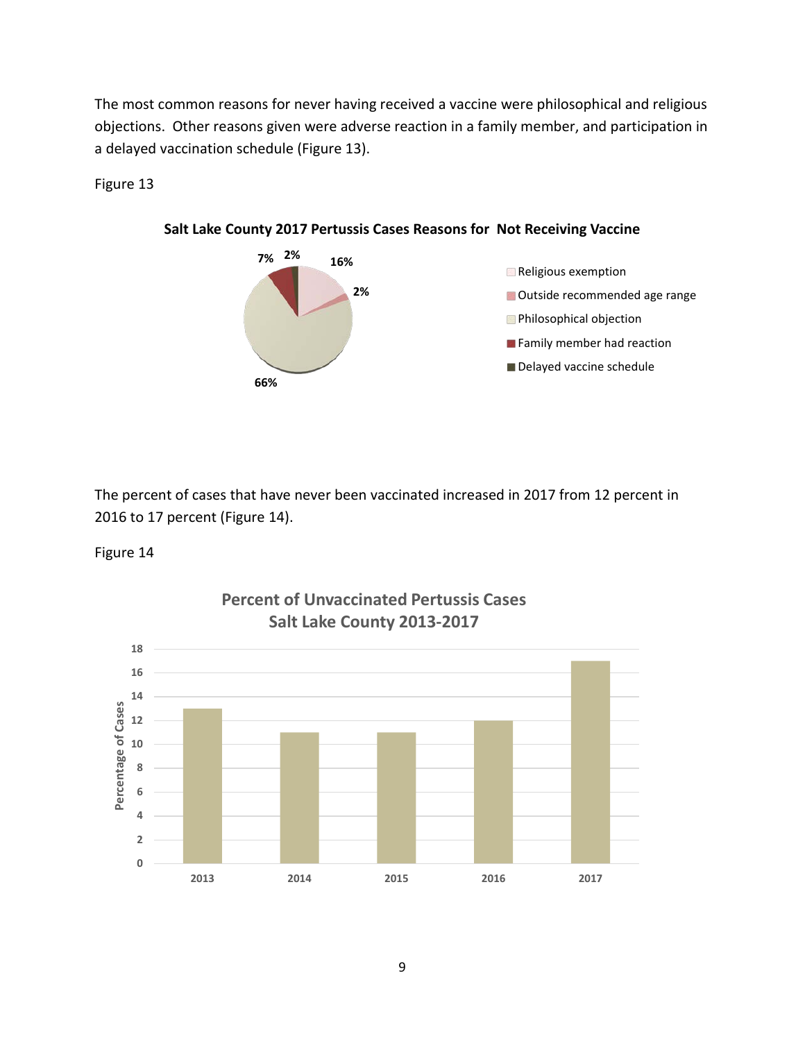The most common reasons for never having received a vaccine were philosophical and religious objections. Other reasons given were adverse reaction in a family member, and participation in a delayed vaccination schedule (Figure 13).

Figure 13

**Salt Lake County 2017 Pertussis Cases Reasons for Not Receiving Vaccine**

| Reason | Percent |
| --- | --- |
| Religious exemption | 16% |
| Outside recommended age range | 2% |
| Philosophical objection | 66% |
| Family member had reaction | 7% |
| Delayed vaccine schedule | 2% |

The percent of cases that have never been vaccinated increased in 2017 from 12 percent in 2016 to 17 percent (Figure 14).

Figure 14

**Percent of Unvaccinated Pertussis Cases Salt Lake County 2013-2017**

| Year | Percentage of Cases |
| --- | --- |
| 2013 | 13 |
| 2014 | 11 |
| 2015 | 11 |
| 2016 | 12 |
| 2017 | 17 |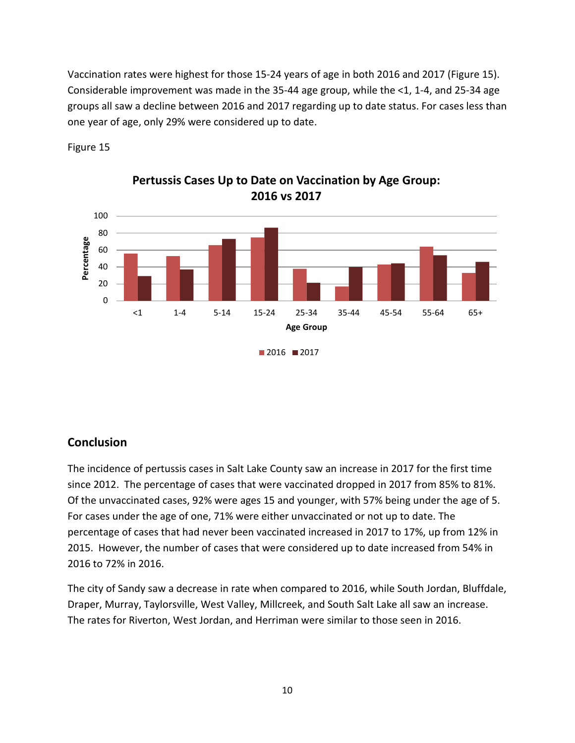Vaccination rates were highest for those 15-24 years of age in both 2016 and 2017 (Figure 15). Considerable improvement was made in the 35-44 age group, while the <1, 1-4, and 25-34 age groups all saw a decline between 2016 and 2017 regarding up to date status. For cases less than one year of age, only 29% were considered up to date.

Figure 15

**Pertussis Cases Up to Date on Vaccination by Age Group: 2016 vs 2017**

Percentage

100
80
60
40
20
0

<1 1-4 5-14 15-24 25-34 35-44 45-54 55-64 65+

Age Group

2016 2017

## Conclusion

The incidence of pertussis cases in Salt Lake County saw an increase in 2017 for the first time since 2012. The percentage of cases that were vaccinated dropped in 2017 from 85% to 81%. Of the unvaccinated cases, 92% were ages 15 and younger, with 57% being under the age of 5. For cases under the age of one, 71% were either unvaccinated or not up to date. The percentage of cases that had never been vaccinated increased in 2017 to 17%, up from 12% in 2015. However, the number of cases that were considered up to date increased from 54% in 2016 to 72% in 2016.

The city of Sandy saw a decrease in rate when compared to 2016, while South Jordan, Bluffdale, Draper, Murray, Taylorsville, West Valley, Millcreek, and South Salt Lake all saw an increase. The rates for Riverton, West Jordan, and Herriman were similar to those seen in 2016.